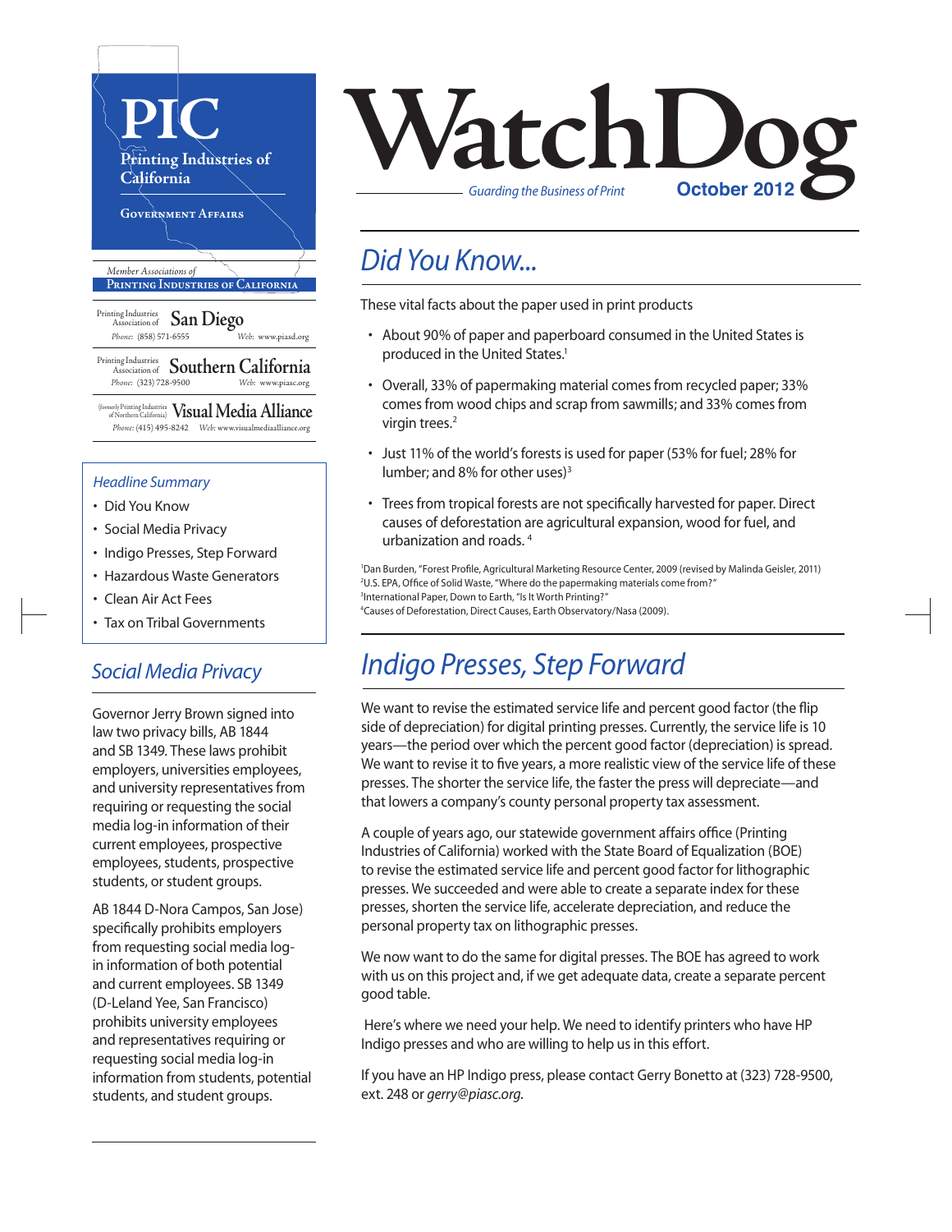**PIC**
**Printing Industries of California**
**Government Affairs**

*Member Associations of*
**Printing Industries of California**

Printing Industries Association of **San Diego**
*Phone:* (858) 571-6555 *Web:* www.piasd.org

Printing Industries Association of **Southern California**
*Phone:* (323) 728-9500 *Web:* www.piasc.org

(formerly Printing Industries of Northern California) **Visual Media Alliance**
*Phone:* (415) 495-8242 *Web:* www.visualmediaalliance.org

# WatchDog

*Guarding the Business of Print* **October 2012**

### *Headline Summary*

- Did You Know
- Social Media Privacy
- Indigo Presses, Step Forward
- Hazardous Waste Generators
- Clean Air Act Fees
- Tax on Tribal Governments

## *Did You Know...*

These vital facts about the paper used in print products

- About 90% of paper and paperboard consumed in the United States is produced in the United States.[1]
- Overall, 33% of papermaking material comes from recycled paper; 33% comes from wood chips and scrap from sawmills; and 33% comes from virgin trees.[2]
- Just 11% of the world's forests is used for paper (53% for fuel; 28% for lumber; and 8% for other uses)[3]
- Trees from tropical forests are not specifically harvested for paper. Direct causes of deforestation are agricultural expansion, wood for fuel, and urbanization and roads. [4]

[1]Dan Burden, "Forest Profile, Agricultural Marketing Resource Center, 2009 (revised by Malinda Geisler, 2011)
[2]U.S. EPA, Office of Solid Waste, "Where do the papermaking materials come from?"
[3]International Paper, Down to Earth, "Is It Worth Printing?"
[4]Causes of Deforestation, Direct Causes, Earth Observatory/Nasa (2009).

## *Social Media Privacy*

Governor Jerry Brown signed into law two privacy bills, AB 1844 and SB 1349. These laws prohibit employers, universities employees, and university representatives from requiring or requesting the social media log-in information of their current employees, prospective employees, students, prospective students, or student groups.

AB 1844 D-Nora Campos, San Jose) specifically prohibits employers from requesting social media log-in information of both potential and current employees. SB 1349 (D-Leland Yee, San Francisco) prohibits university employees and representatives requiring or requesting social media log-in information from students, potential students, and student groups.

## *Indigo Presses, Step Forward*

We want to revise the estimated service life and percent good factor (the flip side of depreciation) for digital printing presses. Currently, the service life is 10 years—the period over which the percent good factor (depreciation) is spread. We want to revise it to five years, a more realistic view of the service life of these presses. The shorter the service life, the faster the press will depreciate—and that lowers a company's county personal property tax assessment.

A couple of years ago, our statewide government affairs office (Printing Industries of California) worked with the State Board of Equalization (BOE) to revise the estimated service life and percent good factor for lithographic presses. We succeeded and were able to create a separate index for these presses, shorten the service life, accelerate depreciation, and reduce the personal property tax on lithographic presses.

We now want to do the same for digital presses. The BOE has agreed to work with us on this project and, if we get adequate data, create a separate percent good table.

Here's where we need your help. We need to identify printers who have HP Indigo presses and who are willing to help us in this effort.

If you have an HP Indigo press, please contact Gerry Bonetto at (323) 728-9500, ext. 248 or *gerry@piasc.org*.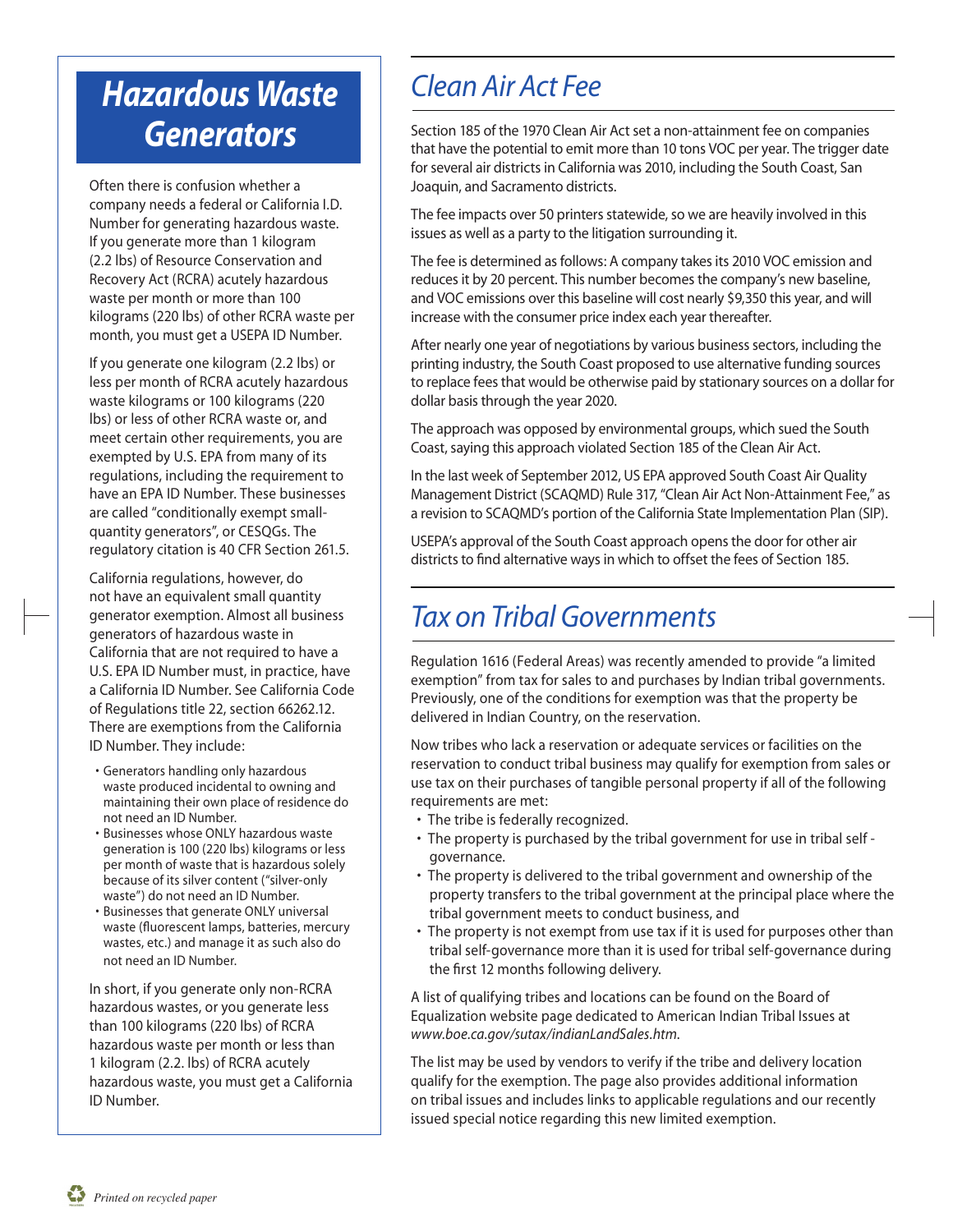# Hazardous Waste Generators

Often there is confusion whether a company needs a federal or California I.D. Number for generating hazardous waste. If you generate more than 1 kilogram (2.2 lbs) of Resource Conservation and Recovery Act (RCRA) acutely hazardous waste per month or more than 100 kilograms (220 lbs) of other RCRA waste per month, you must get a USEPA ID Number.

If you generate one kilogram (2.2 lbs) or less per month of RCRA acutely hazardous waste kilograms or 100 kilograms (220 lbs) or less of other RCRA waste or, and meet certain other requirements, you are exempted by U.S. EPA from many of its regulations, including the requirement to have an EPA ID Number. These businesses are called "conditionally exempt small-quantity generators", or CESQGs. The regulatory citation is 40 CFR Section 261.5.

California regulations, however, do not have an equivalent small quantity generator exemption. Almost all business generators of hazardous waste in California that are not required to have a U.S. EPA ID Number must, in practice, have a California ID Number. See California Code of Regulations title 22, section 66262.12. There are exemptions from the California ID Number. They include:

- Generators handling only hazardous waste produced incidental to owning and maintaining their own place of residence do not need an ID Number.
- Businesses whose ONLY hazardous waste generation is 100 (220 lbs) kilograms or less per month of waste that is hazardous solely because of its silver content ("silver-only waste") do not need an ID Number.
- Businesses that generate ONLY universal waste (fluorescent lamps, batteries, mercury wastes, etc.) and manage it as such also do not need an ID Number.

In short, if you generate only non-RCRA hazardous wastes, or you generate less than 100 kilograms (220 lbs) of RCRA hazardous waste per month or less than 1 kilogram (2.2. lbs) of RCRA acutely hazardous waste, you must get a California ID Number.

# Clean Air Act Fee

Section 185 of the 1970 Clean Air Act set a non-attainment fee on companies that have the potential to emit more than 10 tons VOC per year. The trigger date for several air districts in California was 2010, including the South Coast, San Joaquin, and Sacramento districts.

The fee impacts over 50 printers statewide, so we are heavily involved in this issues as well as a party to the litigation surrounding it.

The fee is determined as follows: A company takes its 2010 VOC emission and reduces it by 20 percent. This number becomes the company's new baseline, and VOC emissions over this baseline will cost nearly $9,350 this year, and will increase with the consumer price index each year thereafter.

After nearly one year of negotiations by various business sectors, including the printing industry, the South Coast proposed to use alternative funding sources to replace fees that would be otherwise paid by stationary sources on a dollar for dollar basis through the year 2020.

The approach was opposed by environmental groups, which sued the South Coast, saying this approach violated Section 185 of the Clean Air Act.

In the last week of September 2012, US EPA approved South Coast Air Quality Management District (SCAQMD) Rule 317, "Clean Air Act Non-Attainment Fee," as a revision to SCAQMD's portion of the California State Implementation Plan (SIP).

USEPA's approval of the South Coast approach opens the door for other air districts to find alternative ways in which to offset the fees of Section 185.

# Tax on Tribal Governments

Regulation 1616 (Federal Areas) was recently amended to provide "a limited exemption" from tax for sales to and purchases by Indian tribal governments. Previously, one of the conditions for exemption was that the property be delivered in Indian Country, on the reservation.

Now tribes who lack a reservation or adequate services or facilities on the reservation to conduct tribal business may qualify for exemption from sales or use tax on their purchases of tangible personal property if all of the following requirements are met:

- The tribe is federally recognized.
- The property is purchased by the tribal government for use in tribal self - governance.
- The property is delivered to the tribal government and ownership of the property transfers to the tribal government at the principal place where the tribal government meets to conduct business, and
- The property is not exempt from use tax if it is used for purposes other than tribal self-governance more than it is used for tribal self-governance during the first 12 months following delivery.

A list of qualifying tribes and locations can be found on the Board of Equalization website page dedicated to American Indian Tribal Issues at *www.boe.ca.gov/sutax/indianLandSales.htm*.

The list may be used by vendors to verify if the tribe and delivery location qualify for the exemption. The page also provides additional information on tribal issues and includes links to applicable regulations and our recently issued special notice regarding this new limited exemption.

*Printed on recycled paper*